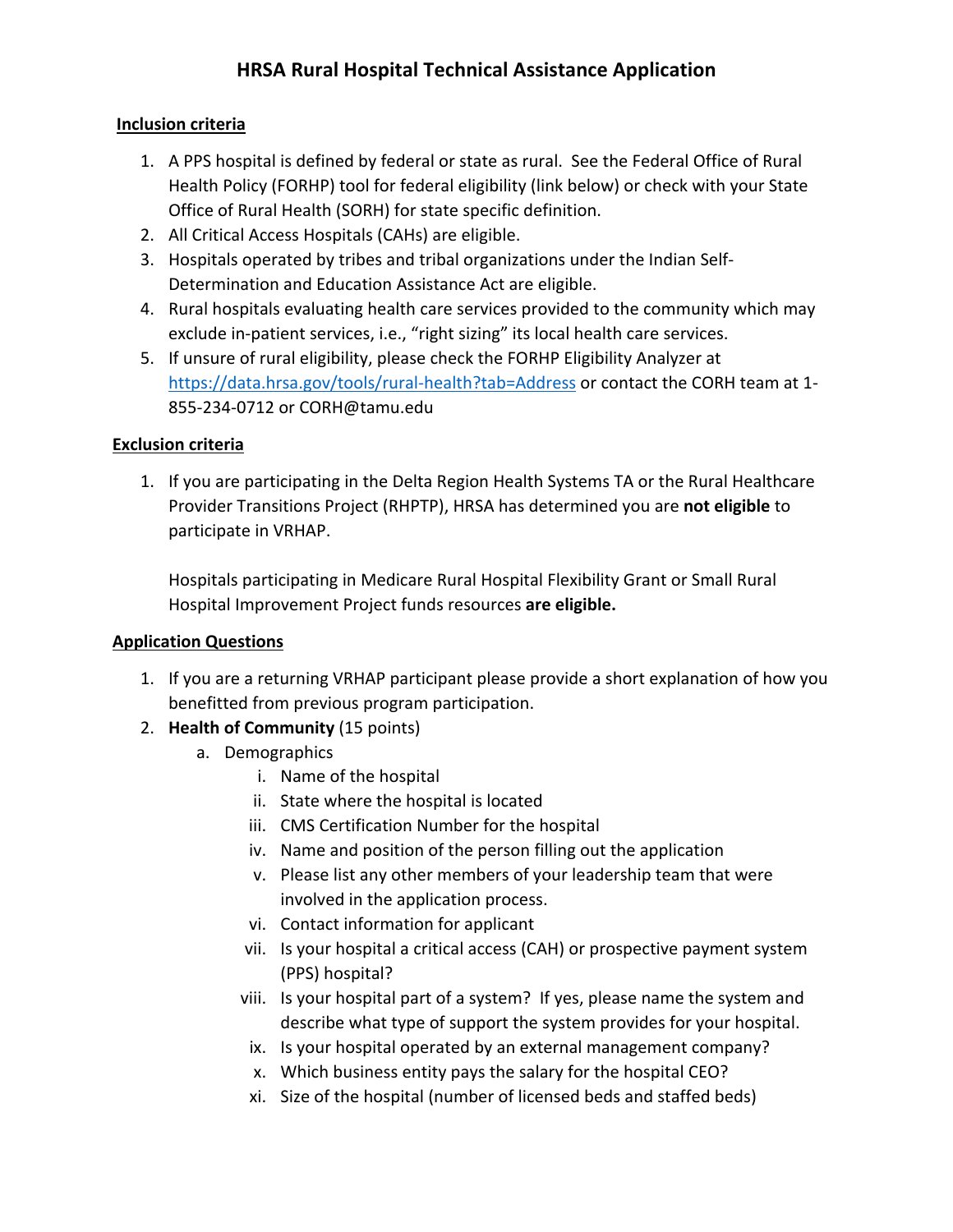# HRSA Rural Hospital Technical Assistance Application

**Inclusion criteria**

1. A PPS hospital is defined by federal or state as rural. See the Federal Office of Rural Health Policy (FORHP) tool for federal eligibility (link below) or check with your State Office of Rural Health (SORH) for state specific definition.
2. All Critical Access Hospitals (CAHs) are eligible.
3. Hospitals operated by tribes and tribal organizations under the Indian Self-Determination and Education Assistance Act are eligible.
4. Rural hospitals evaluating health care services provided to the community which may exclude in-patient services, i.e., "right sizing" its local health care services.
5. If unsure of rural eligibility, please check the FORHP Eligibility Analyzer at [https://data.hrsa.gov/tools/rural-health?tab=Address](https://data.hrsa.gov/tools/rural-health?tab=Address) or contact the CORH team at 1-855-234-0712 or CORH@tamu.edu

**Exclusion criteria**

1. If you are participating in the Delta Region Health Systems TA or the Rural Healthcare Provider Transitions Project (RHPTP), HRSA has determined you are **not eligible** to participate in VRHAP.

   Hospitals participating in Medicare Rural Hospital Flexibility Grant or Small Rural Hospital Improvement Project funds resources **are eligible.**

**Application Questions**

1. If you are a returning VRHAP participant please provide a short explanation of how you benefitted from previous program participation.
2. **Health of Community** (15 points)
   a. Demographics
      i. Name of the hospital
      ii. State where the hospital is located
      iii. CMS Certification Number for the hospital
      iv. Name and position of the person filling out the application
      v. Please list any other members of your leadership team that were involved in the application process.
      vi. Contact information for applicant
      vii. Is your hospital a critical access (CAH) or prospective payment system (PPS) hospital?
      viii. Is your hospital part of a system? If yes, please name the system and describe what type of support the system provides for your hospital.
      ix. Is your hospital operated by an external management company?
      x. Which business entity pays the salary for the hospital CEO?
      xi. Size of the hospital (number of licensed beds and staffed beds)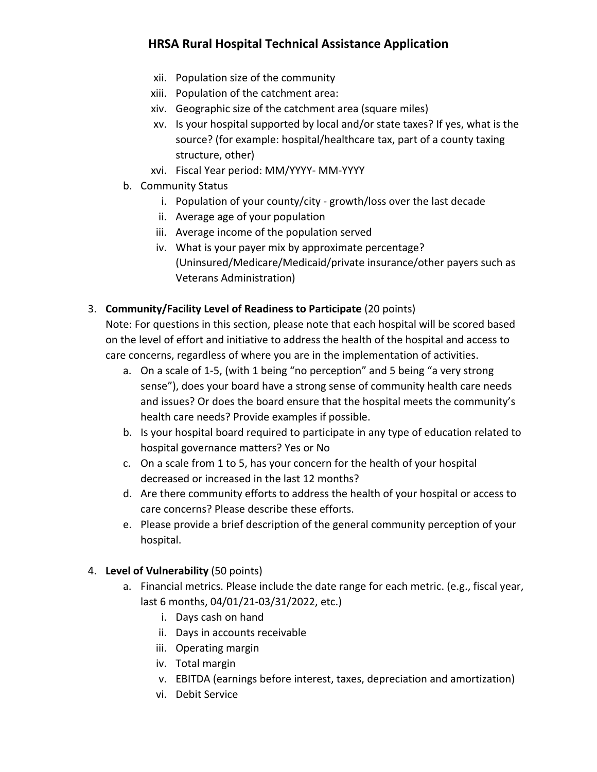xii. Population size of the community
xiii. Population of the catchment area:
xiv. Geographic size of the catchment area (square miles)
xv. Is your hospital supported by local and/or state taxes? If yes, what is the source? (for example: hospital/healthcare tax, part of a county taxing structure, other)
xvi. Fiscal Year period: MM/YYYY- MM-YYYY

b. Community Status
   i. Population of your county/city - growth/loss over the last decade
   ii. Average age of your population
   iii. Average income of the population served
   iv. What is your payer mix by approximate percentage? (Uninsured/Medicare/Medicaid/private insurance/other payers such as Veterans Administration)

3. **Community/Facility Level of Readiness to Participate** (20 points)
Note: For questions in this section, please note that each hospital will be scored based on the level of effort and initiative to address the health of the hospital and access to care concerns, regardless of where you are in the implementation of activities.
   a. On a scale of 1-5, (with 1 being "no perception" and 5 being "a very strong sense"), does your board have a strong sense of community health care needs and issues? Or does the board ensure that the hospital meets the community's health care needs? Provide examples if possible.
   b. Is your hospital board required to participate in any type of education related to hospital governance matters? Yes or No
   c. On a scale from 1 to 5, has your concern for the health of your hospital decreased or increased in the last 12 months?
   d. Are there community efforts to address the health of your hospital or access to care concerns? Please describe these efforts.
   e. Please provide a brief description of the general community perception of your hospital.

4. **Level of Vulnerability** (50 points)
   a. Financial metrics. Please include the date range for each metric. (e.g., fiscal year, last 6 months, 04/01/21-03/31/2022, etc.)
      i. Days cash on hand
      ii. Days in accounts receivable
      iii. Operating margin
      iv. Total margin
      v. EBITDA (earnings before interest, taxes, depreciation and amortization)
      vi. Debit Service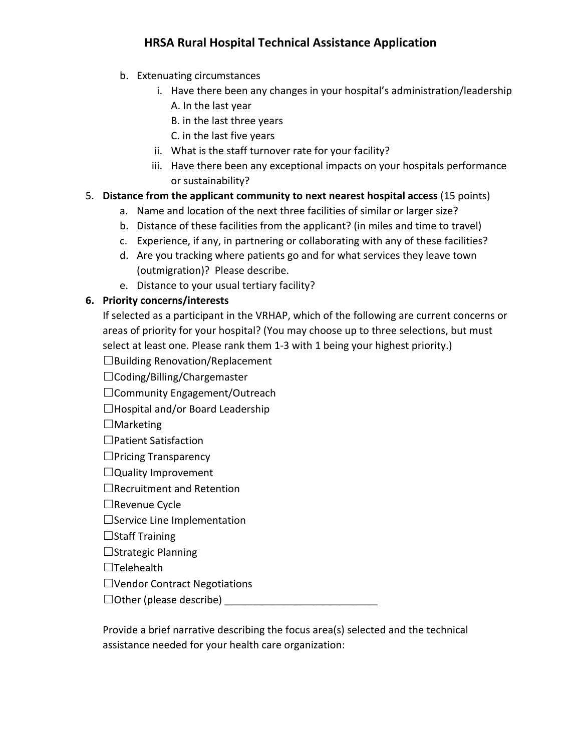b. Extenuating circumstances
   i. Have there been any changes in your hospital's administration/leadership
      A. In the last year
      B. in the last three years
      C. in the last five years
   ii. What is the staff turnover rate for your facility?
   iii. Have there been any exceptional impacts on your hospitals performance or sustainability?

5. **Distance from the applicant community to next nearest hospital access** (15 points)
   a. Name and location of the next three facilities of similar or larger size?
   b. Distance of these facilities from the applicant? (in miles and time to travel)
   c. Experience, if any, in partnering or collaborating with any of these facilities?
   d. Are you tracking where patients go and for what services they leave town (outmigration)? Please describe.
   e. Distance to your usual tertiary facility?

6. **Priority concerns/interests**

   If selected as a participant in the VRHAP, which of the following are current concerns or areas of priority for your hospital? (You may choose up to three selections, but must select at least one. Please rank them 1-3 with 1 being your highest priority.)

   ☐Building Renovation/Replacement
   ☐Coding/Billing/Chargemaster
   ☐Community Engagement/Outreach
   ☐Hospital and/or Board Leadership
   ☐Marketing
   ☐Patient Satisfaction
   ☐Pricing Transparency
   ☐Quality Improvement
   ☐Recruitment and Retention
   ☐Revenue Cycle
   ☐Service Line Implementation
   ☐Staff Training
   ☐Strategic Planning
   ☐Telehealth
   ☐Vendor Contract Negotiations
   ☐Other (please describe) ___________________________

   Provide a brief narrative describing the focus area(s) selected and the technical assistance needed for your health care organization: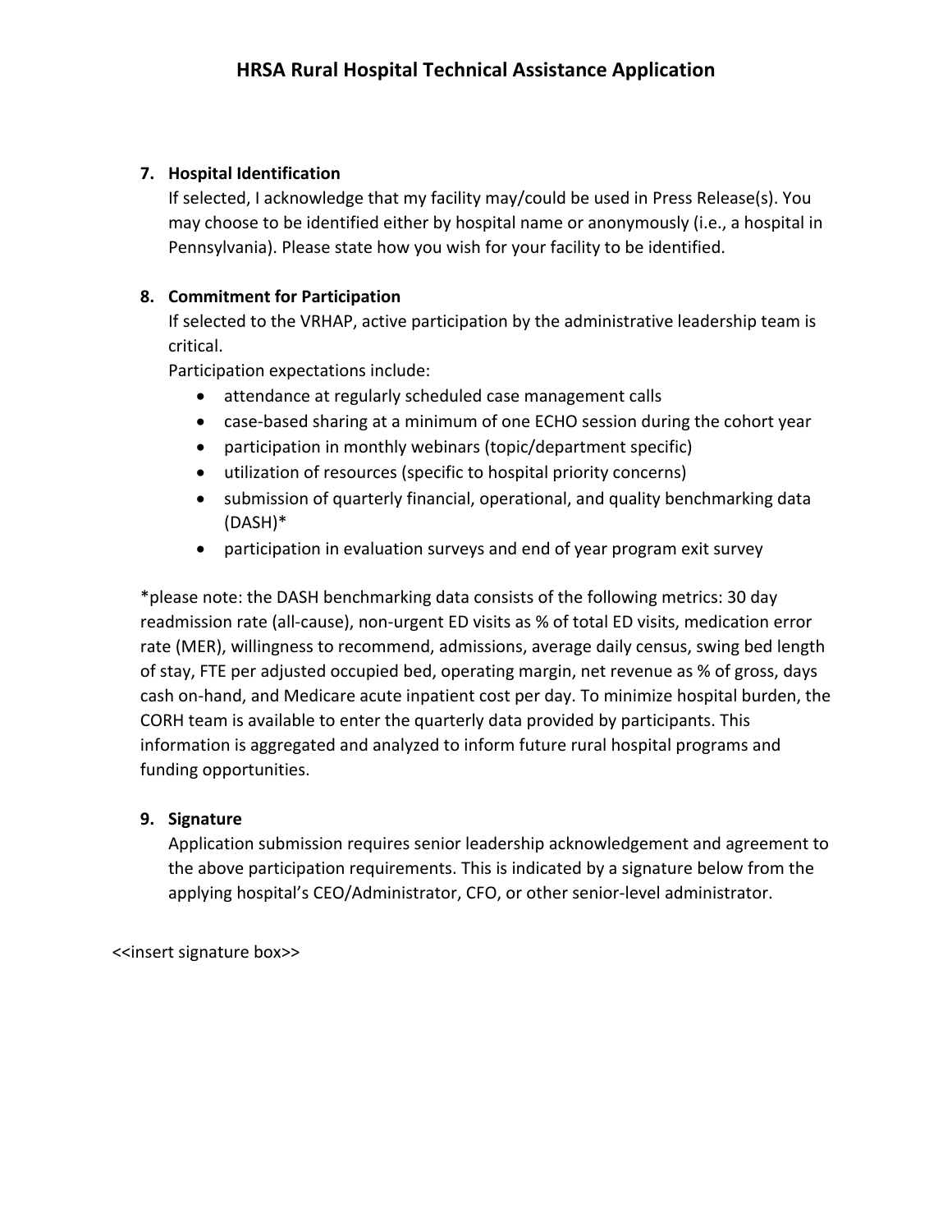# HRSA Rural Hospital Technical Assistance Application

7. **Hospital Identification**

   If selected, I acknowledge that my facility may/could be used in Press Release(s). You may choose to be identified either by hospital name or anonymously (i.e., a hospital in Pennsylvania). Please state how you wish for your facility to be identified.

8. **Commitment for Participation**

   If selected to the VRHAP, active participation by the administrative leadership team is critical.

   Participation expectations include:

   - attendance at regularly scheduled case management calls
   - case-based sharing at a minimum of one ECHO session during the cohort year
   - participation in monthly webinars (topic/department specific)
   - utilization of resources (specific to hospital priority concerns)
   - submission of quarterly financial, operational, and quality benchmarking data (DASH)*
   - participation in evaluation surveys and end of year program exit survey

   *please note: the DASH benchmarking data consists of the following metrics: 30 day readmission rate (all-cause), non-urgent ED visits as % of total ED visits, medication error rate (MER), willingness to recommend, admissions, average daily census, swing bed length of stay, FTE per adjusted occupied bed, operating margin, net revenue as % of gross, days cash on-hand, and Medicare acute inpatient cost per day. To minimize hospital burden, the CORH team is available to enter the quarterly data provided by participants. This information is aggregated and analyzed to inform future rural hospital programs and funding opportunities.

9. **Signature**

   Application submission requires senior leadership acknowledgement and agreement to the above participation requirements. This is indicated by a signature below from the applying hospital's CEO/Administrator, CFO, or other senior-level administrator.

<<insert signature box>>